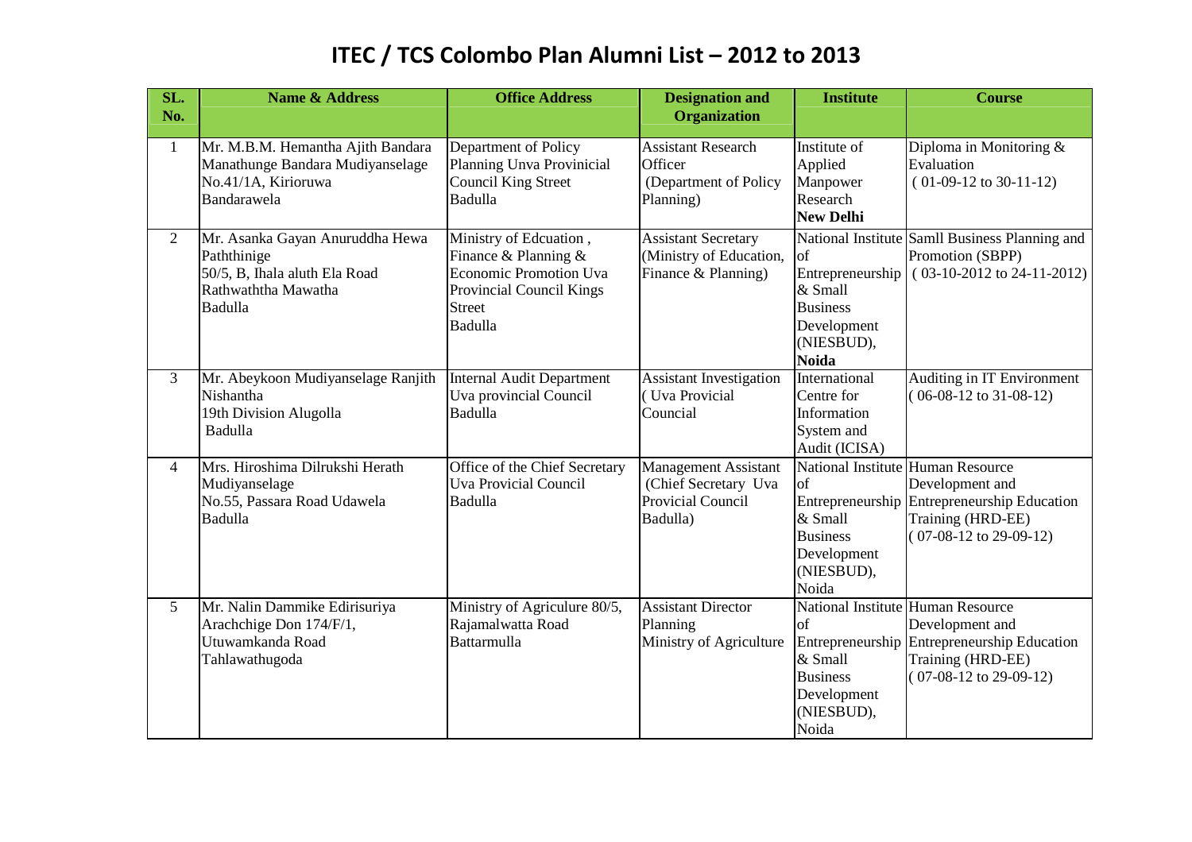# ITEC / TCS Colombo Plan Alumni List – 2012 to 2013

| SL. No. | Name & Address | Office Address | Designation and Organization | Institute | Course |
|---|---|---|---|---|---|
| 1 | Mr. M.B.M. Hemantha Ajith Bandara Manathunge Bandara Mudiyanselage No.41/1A, Kirioruwa Bandarawela | Department of Policy Planning Unva Provinicial Council King Street Badulla | Assistant Research Officer (Department of Policy Planning) | Institute of Applied Manpower Research **New Delhi** | Diploma in Monitoring & Evaluation ( 01-09-12 to 30-11-12) |
| 2 | Mr. Asanka Gayan Anuruddha Hewa Paththinige 50/5, B, Ihala aluth Ela Road Rathwaththa Mawatha Badulla | Ministry of Edcuation , Finance & Planning & Economic Promotion Uva Provincial Council Kings Street Badulla | Assistant Secretary (Ministry of Education, Finance & Planning) | National Institute of Entrepreneurship & Small Business Development (NIESBUD), **Noida** | Samll Business Planning and Promotion (SBPP) ( 03-10-2012 to 24-11-2012) |
| 3 | Mr. Abeykoon Mudiyanselage Ranjith Nishantha 19th Division Alugolla Badulla | Internal Audit Department Uva provincial Council Badulla | Assistant Investigation ( Uva Provicial Councial | International Centre for Information System and Audit (ICISA) | Auditing in IT Environment ( 06-08-12 to 31-08-12) |
| 4 | Mrs. Hiroshima Dilrukshi Herath Mudiyanselage No.55, Passara Road Udawela Badulla | Office of the Chief Secretary Uva Provicial Council Badulla | Management Assistant (Chief Secretary Uva Provicial Council Badulla) | National Institute of Entrepreneurship & Small Business Development (NIESBUD), Noida | Human Resource Development and Entrepreneurship Education Training (HRD-EE) ( 07-08-12 to 29-09-12) |
| 5 | Mr. Nalin Dammike Edirisuriya Arachchige Don 174/F/1, Utuwamkanda Road Tahlawathugoda | Ministry of Agriculure 80/5, Rajamalwatta Road Battarmulla | Assistant Director Planning Ministry of Agriculture | National Institute of Entrepreneurship & Small Business Development (NIESBUD), Noida | Human Resource Development and Entrepreneurship Education Training (HRD-EE) ( 07-08-12 to 29-09-12) |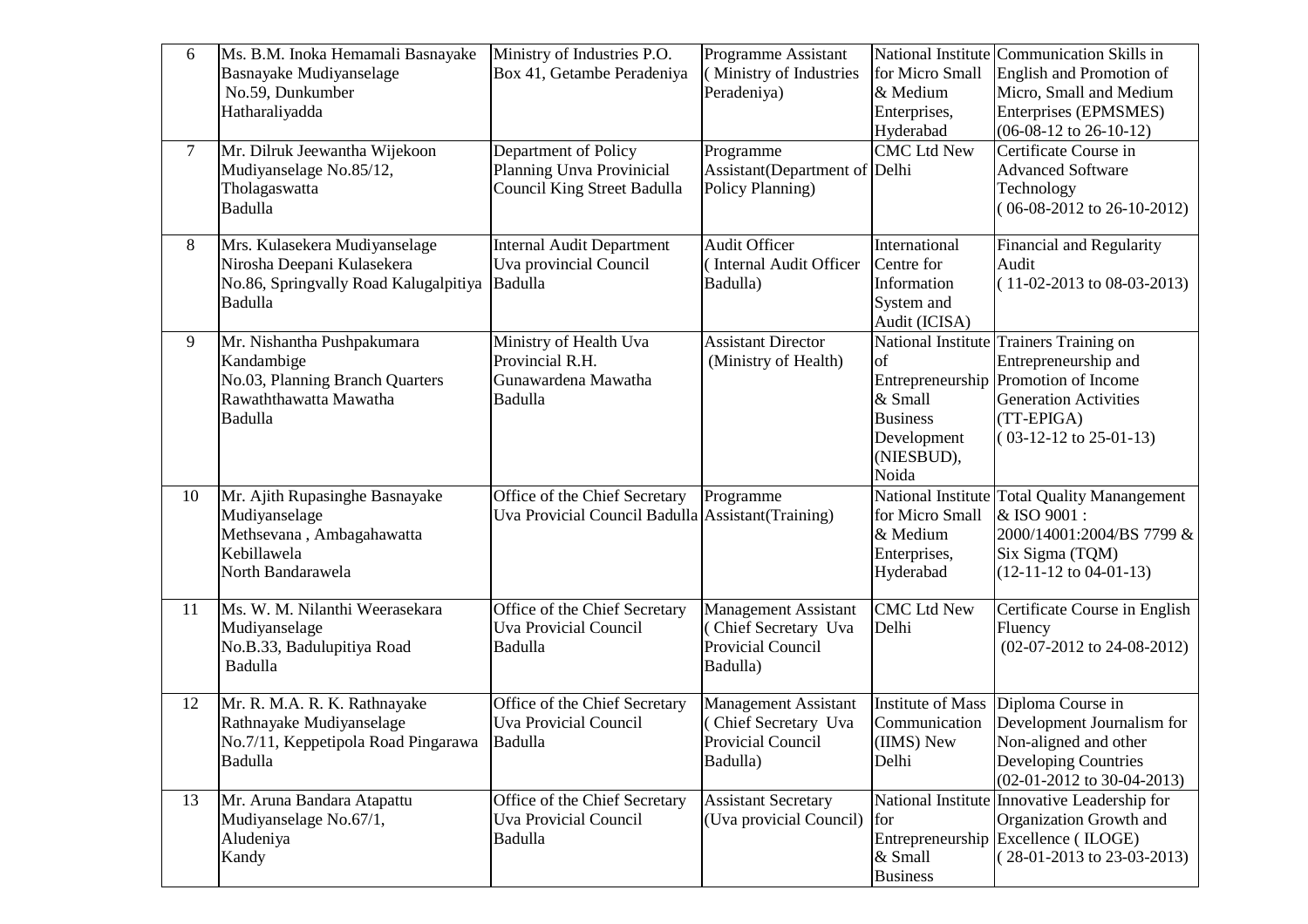| 6 | Ms. B.M. Inoka Hemamali Basnayake Basnayake Mudiyanselage No.59, Dunkumber Hatharaliyadda | Ministry of Industries P.O. Box 41, Getambe Peradeniya | Programme Assistant ( Ministry of Industries Peradeniya) | National Institute for Micro Small & Medium Enterprises, Hyderabad | Communication Skills in English and Promotion of Micro, Small and Medium Enterprises (EPMSMES) (06-08-12 to 26-10-12) |
|---|---|---|---|---|---|
| 7 | Mr. Dilruk Jeewantha Wijekoon Mudiyanselage No.85/12, Tholagaswatta Badulla | Department of Policy Planning Unva Provinicial Council King Street Badulla | Programme Assistant(Department of Policy Planning) | CMC Ltd New Delhi | Certificate Course in Advanced Software Technology ( 06-08-2012 to 26-10-2012) |
| 8 | Mrs. Kulasekera Mudiyanselage Nirosha Deepani Kulasekera No.86, Springvally Road Kalugalpitiya Badulla | Internal Audit Department Uva provincial Council Badulla | Audit Officer ( Internal Audit Officer Badulla) | International Centre for Information System and Audit (ICISA) | Financial and Regularity Audit ( 11-02-2013 to 08-03-2013) |
| 9 | Mr. Nishantha Pushpakumara Kandambige No.03, Planning Branch Quarters Rawaththawatta Mawatha Badulla | Ministry of Health Uva Provincial R.H. Gunawardena Mawatha Badulla | Assistant Director (Ministry of Health) | National Institute of Entrepreneurship & Small Business Development (NIESBUD), Noida | Trainers Training on Entrepreneurship and Promotion of Income Generation Activities (TT-EPIGA) ( 03-12-12 to 25-01-13) |
| 10 | Mr. Ajith Rupasinghe Basnayake Mudiyanselage Methsevana , Ambagahawatta Kebillawela North Bandarawela | Office of the Chief Secretary Uva Provicial Council Badulla | Programme Assistant(Training) | National Institute for Micro Small & Medium Enterprises, Hyderabad | Total Quality Manangement & ISO 9001 : 2000/14001:2004/BS 7799 & Six Sigma (TQM) (12-11-12 to 04-01-13) |
| 11 | Ms. W. M. Nilanthi Weerasekara Mudiyanselage No.B.33, Badulupitiya Road Badulla | Office of the Chief Secretary Uva Provicial Council Badulla | Management Assistant ( Chief Secretary Uva Provicial Council Badulla) | CMC Ltd New Delhi | Certificate Course in English Fluency (02-07-2012 to 24-08-2012) |
| 12 | Mr. R. M.A. R. K. Rathnayake Rathnayake Mudiyanselage No.7/11, Keppetipola Road Pingarawa Badulla | Office of the Chief Secretary Uva Provicial Council Badulla | Management Assistant ( Chief Secretary Uva Provicial Council Badulla) | Institute of Mass Communication (IIMS) New Delhi | Diploma Course in Development Journalism for Non-aligned and other Developing Countries (02-01-2012 to 30-04-2013) |
| 13 | Mr. Aruna Bandara Atapattu Mudiyanselage No.67/1, Aludeniya Kandy | Office of the Chief Secretary Uva Provicial Council Badulla | Assistant Secretary (Uva provicial Council) | National Institute for Entrepreneurship & Small Business | Innovative Leadership for Organization Growth and Excellence ( ILOGE) ( 28-01-2013 to 23-03-2013) |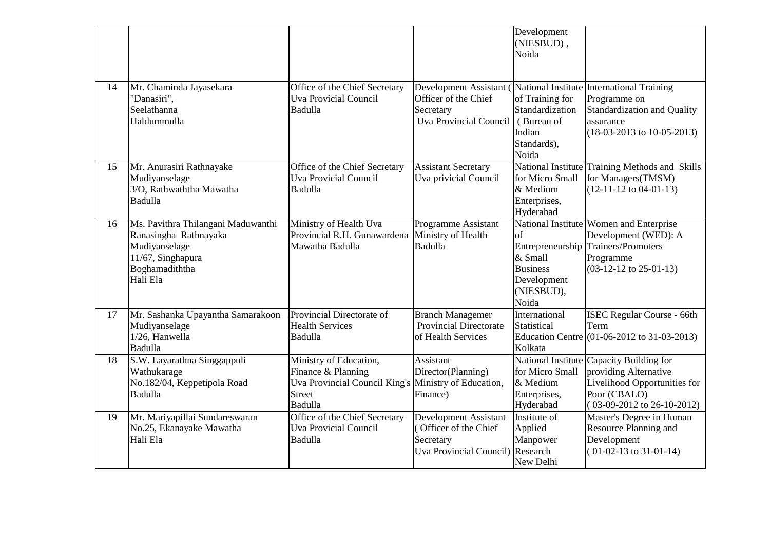| | | | | | |
|---|---|---|---|---|---|
| | | | | Development (NIESBUD) , Noida | |
| 14 | Mr. Chaminda Jayasekara "Danasiri", Seelathanna Haldummulla | Office of the Chief Secretary Uva Provicial Council Badulla | Development Assistant ( Officer of the Chief Secretary Uva Provincial Council | National Institute of Training for Standardization ( Bureau of Indian Standards), Noida | International Training Programme on Standardization and Quality assurance (18-03-2013 to 10-05-2013) |
| 15 | Mr. Anurasiri Rathnayake Mudiyanselage 3/O, Rathwaththa Mawatha Badulla | Office of the Chief Secretary Uva Provicial Council Badulla | Assistant Secretary Uva privicial Council | National Institute for Micro Small & Medium Enterprises, Hyderabad | Training Methods and Skills for Managers(TMSM) (12-11-12 to 04-01-13) |
| 16 | Ms. Pavithra Thilangani Maduwanthi Ranasingha Rathnayaka Mudiyanselage 11/67, Singhapura Boghamadiththa Hali Ela | Ministry of Health Uva Provincial R.H. Gunawardena Mawatha Badulla | Programme Assistant Ministry of Health Badulla | National Institute of Entrepreneurship & Small Business Development (NIESBUD), Noida | Women and Enterprise Development (WED): A Trainers/Promoters Programme (03-12-12 to 25-01-13) |
| 17 | Mr. Sashanka Upayantha Samarakoon Mudiyanselage 1/26, Hanwella Badulla | Provincial Directorate of Health Services Badulla | Branch Managemer Provincial Directorate of Health Services | International Statistical Education Centre Kolkata | ISEC Regular Course - 66th Term (01-06-2012 to 31-03-2013) |
| 18 | S.W. Layarathna Singgappuli Wathukarage No.182/04, Keppetipola Road Badulla | Ministry of Education, Finance & Planning Uva Provincial Council King's Street Badulla | Assistant Director(Planning) Ministry of Education, Finance) | National Institute for Micro Small & Medium Enterprises, Hyderabad | Capacity Building for providing Alternative Livelihood Opportunities for Poor (CBALO) ( 03-09-2012 to 26-10-2012) |
| 19 | Mr. Mariyapillai Sundareswaran No.25, Ekanayake Mawatha Hali Ela | Office of the Chief Secretary Uva Provicial Council Badulla | Development Assistant ( Officer of the Chief Secretary Uva Provincial Council) | Institute of Applied Manpower Research New Delhi | Master's Degree in Human Resource Planning and Development ( 01-02-13 to 31-01-14) |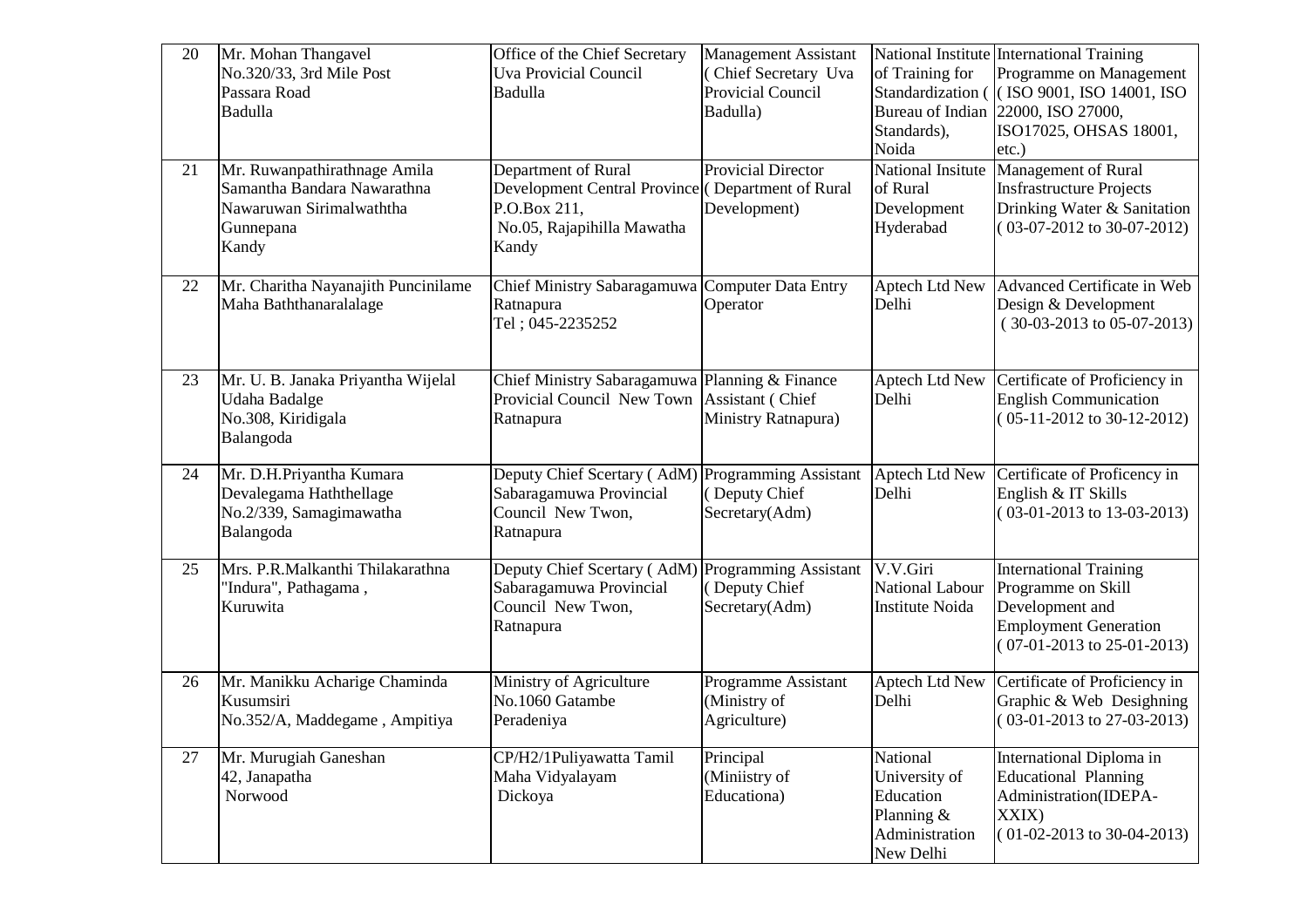| 20 | Mr. Mohan Thangavel No.320/33, 3rd Mile Post Passara Road Badulla | Office of the Chief Secretary Uva Provicial Council Badulla | Management Assistant ( Chief Secretary Uva Provicial Council Badulla) | National Institute of Training for Standardization ( Bureau of Indian Standards), Noida | International Training Programme on Management ( ISO 9001, ISO 14001, ISO 22000, ISO 27000, ISO17025, OHSAS 18001, etc.) |
|---|---|---|---|---|---|
| 21 | Mr. Ruwanpathirathnage Amila Samantha Bandara Nawarathna Nawaruwan Sirimalwaththa Gunnepana Kandy | Department of Rural Development Central Province P.O.Box 211, No.05, Rajapihilla Mawatha Kandy | Provicial Director ( Department of Rural Development) | National Insitute of Rural Development Hyderabad | Management of Rural Insfrastructure Projects Drinking Water & Sanitation ( 03-07-2012 to 30-07-2012) |
| 22 | Mr. Charitha Nayanajith Puncinilame Maha Baththanaralalage | Chief Ministry Sabaragamuwa Ratnapura Tel ; 045-2235252 | Computer Data Entry Operator | Aptech Ltd New Delhi | Advanced Certificate in Web Design & Development ( 30-03-2013 to 05-07-2013) |
| 23 | Mr. U. B. Janaka Priyantha Wijelal Udaha Badalge No.308, Kiridigala Balangoda | Chief Ministry Sabaragamuwa Provicial Council New Town Ratnapura | Planning & Finance Assistant ( Chief Ministry Ratnapura) | Aptech Ltd New Delhi | Certificate of Proficiency in English Communication ( 05-11-2012 to 30-12-2012) |
| 24 | Mr. D.H.Priyantha Kumara Devalegama Haththellage No.2/339, Samagimawatha Balangoda | Deputy Chief Scertary ( AdM) Sabaragamuwa Provincial Council New Twon, Ratnapura | Programming Assistant ( Deputy Chief Secretary(Adm) | Aptech Ltd New Delhi | Certificate of Proficency in English & IT Skills ( 03-01-2013 to 13-03-2013) |
| 25 | Mrs. P.R.Malkanthi Thilakarathna "Indura", Pathagama , Kuruwita | Deputy Chief Scertary ( AdM) Sabaragamuwa Provincial Council New Twon, Ratnapura | Programming Assistant ( Deputy Chief Secretary(Adm) | V.V.Giri National Labour Institute Noida | International Training Programme on Skill Development and Employment Generation ( 07-01-2013 to 25-01-2013) |
| 26 | Mr. Manikku Acharige Chaminda Kusumsiri No.352/A, Maddegame , Ampitiya | Ministry of Agriculture No.1060 Gatambe Peradeniya | Programme Assistant (Ministry of Agriculture) | Aptech Ltd New Delhi | Certificate of Proficiency in Graphic & Web Desighning ( 03-01-2013 to 27-03-2013) |
| 27 | Mr. Murugiah Ganeshan 42, Janapatha Norwood | CP/H2/1Puliyawatta Tamil Maha Vidyalayam Dickoya | Principal (Miniistry of Educationa) | National University of Education Planning & Administration New Delhi | International Diploma in Educational Planning Administration(IDEPA-XXIX) ( 01-02-2013 to 30-04-2013) |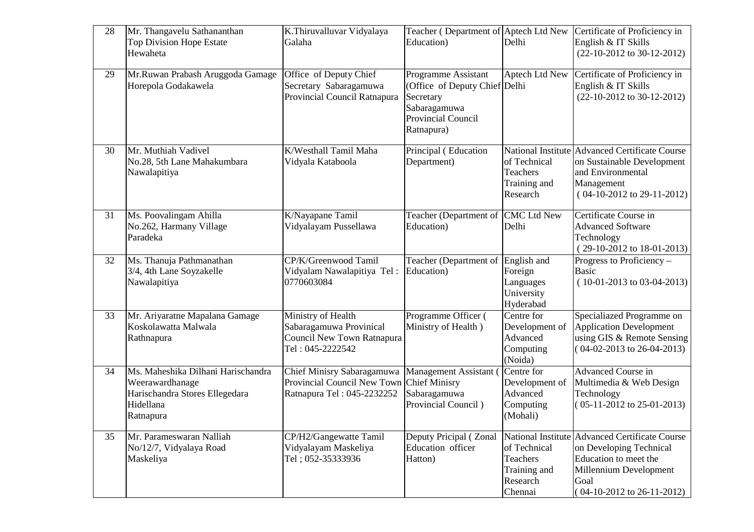| 28 | Mr. Thangavelu Sathananthan Top Division Hope Estate Hewaheta | K.Thiruvalluvar Vidyalaya Galaha | Teacher ( Department of Education) | Aptech Ltd New Delhi | Certificate of Proficiency in English & IT Skills (22-10-2012 to 30-12-2012) |
|---|---|---|---|---|---|
| 29 | Mr.Ruwan Prabash Aruggoda Gamage Horepola Godakawela | Office of Deputy Chief Secretary Sabaragamuwa Provincial Council Ratnapura | Programme Assistant (Office of Deputy Chief Secretary Sabaragamuwa Provincial Council Ratnapura) | Aptech Ltd New Delhi | Certificate of Proficiency in English & IT Skills (22-10-2012 to 30-12-2012) |
| 30 | Mr. Muthiah Vadivel No.28, 5th Lane Mahakumbara Nawalapitiya | K/Westhall Tamil Maha Vidyala Kataboola | Principal ( Education Department) | National Institute of Technical Teachers Training and Research | Advanced Certificate Course on Sustainable Development and Environmental Management ( 04-10-2012 to 29-11-2012) |
| 31 | Ms. Poovalingam Ahilla No.262, Harmany Village Paradeka | K/Nayapane Tamil Vidyalayam Pussellawa | Teacher (Department of Education) | CMC Ltd New Delhi | Certificate Course in Advanced Software Technology ( 29-10-2012 to 18-01-2013) |
| 32 | Ms. Thanuja Pathmanathan 3/4, 4th Lane Soyzakelle Nawalapitiya | CP/K/Greenwood Tamil Vidyalam Nawalapitiya Tel : 0770603084 | Teacher (Department of Education) | English and Foreign Languages University Hyderabad | Progress to Proficiency – Basic ( 10-01-2013 to 03-04-2013) |
| 33 | Mr. Ariyaratne Mapalana Gamage Koskolawatta Malwala Rathnapura | Ministry of Health Sabaragamuwa Provinical Council New Town Ratnapura Tel : 045-2222542 | Programme Officer ( Ministry of Health ) | Centre for Development of Advanced Computing (Noida) | Specialiazed Programme on Application Development using GIS & Remote Sensing ( 04-02-2013 to 26-04-2013) |
| 34 | Ms. Maheshika Dilhani Harischandra Weerawardhanage Harischandra Stores Ellegedara Hidellana Ratnapura | Chief Minisry Sabaragamuwa Provincial Council New Town Ratnapura Tel : 045-2232252 | Management Assistant ( Chief Minisry Sabaragamuwa Provincial Council ) | Centre for Development of Advanced Computing (Mohali) | Advanced Course in Multimedia & Web Design Technology ( 05-11-2012 to 25-01-2013) |
| 35 | Mr. Parameswaran Nalliah No/12/7, Vidyalaya Road Maskeliya | CP/H2/Gangewatte Tamil Vidyalayam Maskeliya Tel ; 052-35333936 | Deputy Pricipal ( Zonal Education officer Hatton) | National Institute of Technical Teachers Training and Research Chennai | Advanced Certificate Course on Developing Technical Education to meet the Millennium Development Goal ( 04-10-2012 to 26-11-2012) |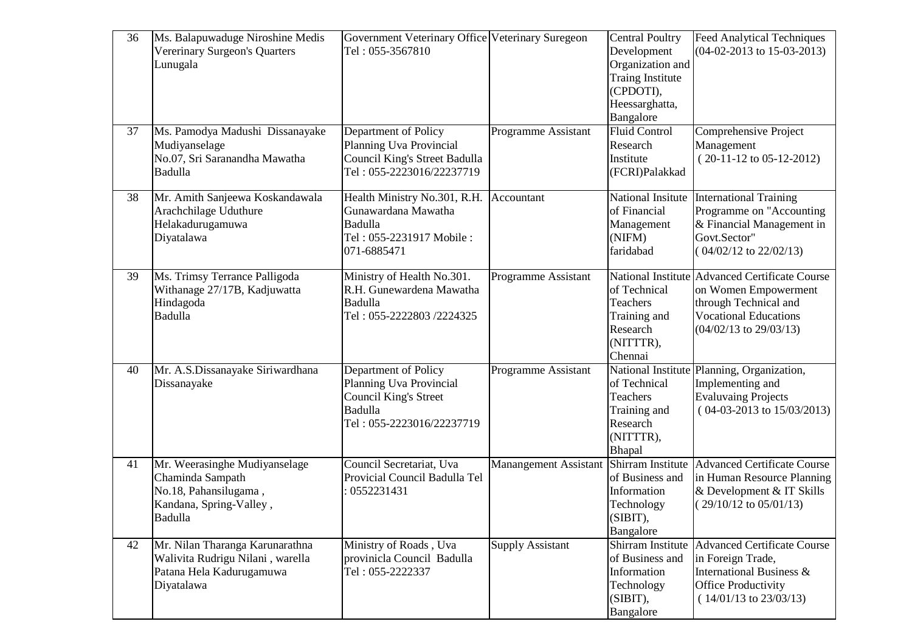| 36 | Ms. Balapuwaduge Niroshine Medis Vererinary Surgeon's Quarters Lunugala | Government Veterinary Office Tel : 055-3567810 | Veterinary Suregeon | Central Poultry Development Organization and Traing Institute (CPDOTI), Heessarghatta, Bangalore | Feed Analytical Techniques (04-02-2013 to 15-03-2013) |
|---|---|---|---|---|---|
| 37 | Ms. Pamodya Madushi Dissanayake Mudiyanselage No.07, Sri Saranandha Mawatha Badulla | Department of Policy Planning Uva Provincial Council King's Street Badulla Tel : 055-2223016/22237719 | Programme Assistant | Fluid Control Research Institute (FCRI)Palakkad | Comprehensive Project Management ( 20-11-12 to 05-12-2012) |
| 38 | Mr. Amith Sanjeewa Koskandawala Arachchilage Uduthure Helakadurugamuwa Diyatalawa | Health Ministry No.301, R.H. Gunawardana Mawatha Badulla Tel : 055-2231917 Mobile : 071-6885471 | Accountant | National Insitute of Financial Management (NIFM) faridabad | International Training Programme on "Accounting & Financial Management in Govt.Sector" ( 04/02/12 to 22/02/13) |
| 39 | Ms. Trimsy Terrance Palligoda Withanage 27/17B, Kadjuwatta Hindagoda Badulla | Ministry of Health No.301. R.H. Gunewardena Mawatha Badulla Tel : 055-2222803 /2224325 | Programme Assistant | National Institute of Technical Teachers Training and Research (NITTTR), Chennai | Advanced Certificate Course on Women Empowerment through Technical and Vocational Educations (04/02/13 to 29/03/13) |
| 40 | Mr. A.S.Dissanayake Siriwardhana Dissanayake | Department of Policy Planning Uva Provincial Council King's Street Badulla Tel : 055-2223016/22237719 | Programme Assistant | National Institute of Technical Teachers Training and Research (NITTTR), Bhapal | Planning, Organization, Implementing and Evaluvaing Projects ( 04-03-2013 to 15/03/2013) |
| 41 | Mr. Weerasinghe Mudiyanselage Chaminda Sampath No.18, Pahansilugama , Kandana, Spring-Valley , Badulla | Council Secretariat, Uva Provicial Council Badulla Tel : 0552231431 | Manangement Assistant | Shirram Institute of Business and Information Technology (SIBIT), Bangalore | Advanced Certificate Course in Human Resource Planning & Development & IT Skills ( 29/10/12 to 05/01/13) |
| 42 | Mr. Nilan Tharanga Karunarathna Walivita Rudrigu Nilani , warella Patana Hela Kadurugamuwa Diyatalawa | Ministry of Roads , Uva provinicla Council Badulla Tel : 055-2222337 | Supply Assistant | Shirram Institute of Business and Information Technology (SIBIT), Bangalore | Advanced Certificate Course in Foreign Trade, International Business & Office Productivity ( 14/01/13 to 23/03/13) |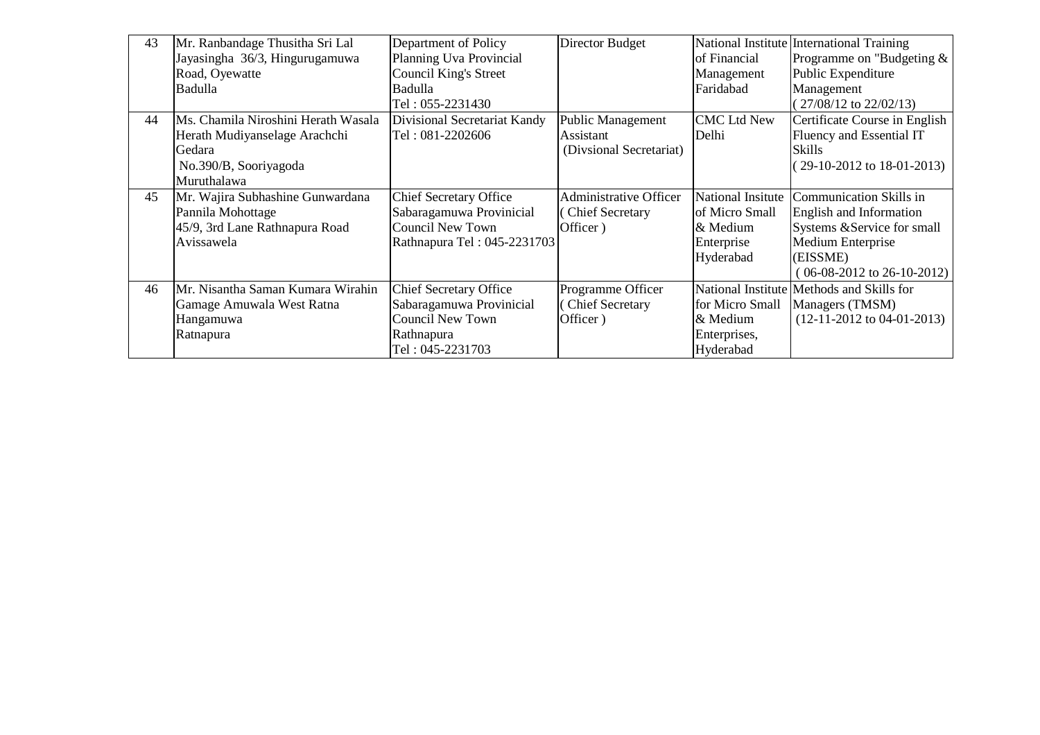| | | | | | |
|---|---|---|---|---|---|
| 43 | Mr. Ranbandage Thusitha Sri Lal Jayasingha 36/3, Hingurugamuwa Road, Oyewatte Badulla | Department of Policy Planning Uva Provincial Council King's Street Badulla Tel : 055-2231430 | Director Budget | National Institute of Financial Management Faridabad | International Training Programme on "Budgeting & Public Expenditure Management ( 27/08/12 to 22/02/13) |
| 44 | Ms. Chamila Niroshini Herath Wasala Herath Mudiyanselage Arachchi Gedara No.390/B, Sooriyagoda Muruthalawa | Divisional Secretariat Kandy Tel : 081-2202606 | Public Management Assistant (Divsional Secretariat) | CMC Ltd New Delhi | Certificate Course in English Fluency and Essential IT Skills ( 29-10-2012 to 18-01-2013) |
| 45 | Mr. Wajira Subhashine Gunwardana Pannila Mohottage 45/9, 3rd Lane Rathnapura Road Avissawela | Chief Secretary Office Sabaragamuwa Provinicial Council New Town Rathnapura Tel : 045-2231703 | Administrative Officer ( Chief Secretary Officer ) | National Insitute of Micro Small & Medium Enterprise Hyderabad | Communication Skills in English and Information Systems &Service for small Medium Enterprise (EISSME) ( 06-08-2012 to 26-10-2012) |
| 46 | Mr. Nisantha Saman Kumara Wirahin Gamage Amuwala West Ratna Hangamuwa Ratnapura | Chief Secretary Office Sabaragamuwa Provinicial Council New Town Rathnapura Tel : 045-2231703 | Programme Officer ( Chief Secretary Officer ) | National Institute for Micro Small & Medium Enterprises, Hyderabad | Methods and Skills for Managers (TMSM) (12-11-2012 to 04-01-2013) |